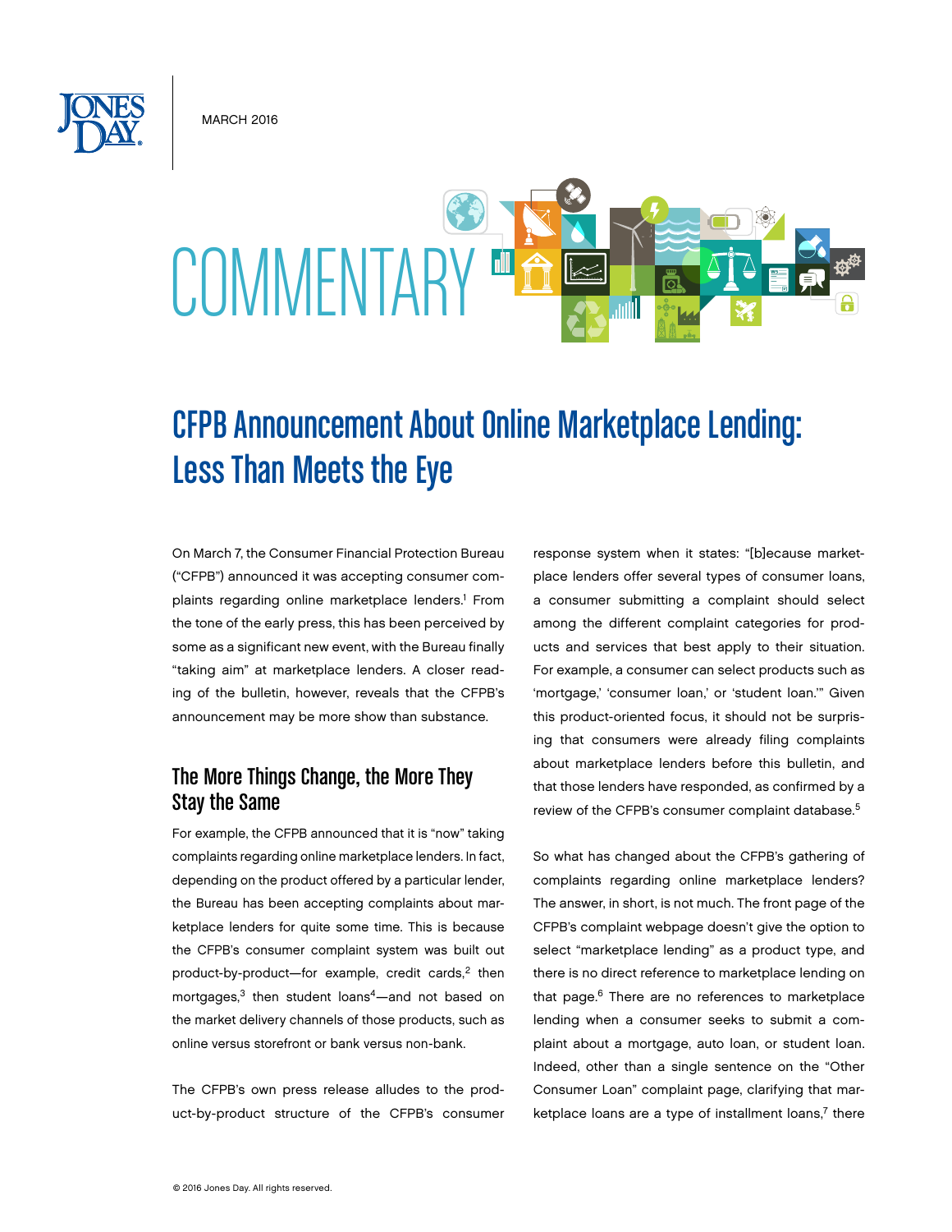MARCH 2016

# COMMENTARY

# CFPB Announcement About Online Marketplace Lending: Less Than Meets the Eye

On March 7, the Consumer Financial Protection Bureau ("CFPB") announced it was accepting consumer complaints regarding online marketplace lenders.[1] From the tone of the early press, this has been perceived by some as a significant new event, with the Bureau finally "taking aim" at marketplace lenders. A closer reading of the bulletin, however, reveals that the CFPB's announcement may be more show than substance.

## The More Things Change, the More They Stay the Same

For example, the CFPB announced that it is "now" taking complaints regarding online marketplace lenders. In fact, depending on the product offered by a particular lender, the Bureau has been accepting complaints about marketplace lenders for quite some time. This is because the CFPB's consumer complaint system was built out product-by-product—for example, credit cards,[2] then mortgages,[3] then student loans[4]—and not based on the market delivery channels of those products, such as online versus storefront or bank versus non-bank.

The CFPB's own press release alludes to the product-by-product structure of the CFPB's consumer response system when it states: "[b]ecause marketplace lenders offer several types of consumer loans, a consumer submitting a complaint should select among the different complaint categories for products and services that best apply to their situation. For example, a consumer can select products such as 'mortgage,' 'consumer loan,' or 'student loan.'" Given this product-oriented focus, it should not be surprising that consumers were already filing complaints about marketplace lenders before this bulletin, and that those lenders have responded, as confirmed by a review of the CFPB's consumer complaint database.[5]

So what has changed about the CFPB's gathering of complaints regarding online marketplace lenders? The answer, in short, is not much. The front page of the CFPB's complaint webpage doesn't give the option to select "marketplace lending" as a product type, and there is no direct reference to marketplace lending on that page.[6] There are no references to marketplace lending when a consumer seeks to submit a complaint about a mortgage, auto loan, or student loan. Indeed, other than a single sentence on the "Other Consumer Loan" complaint page, clarifying that marketplace loans are a type of installment loans,[7] there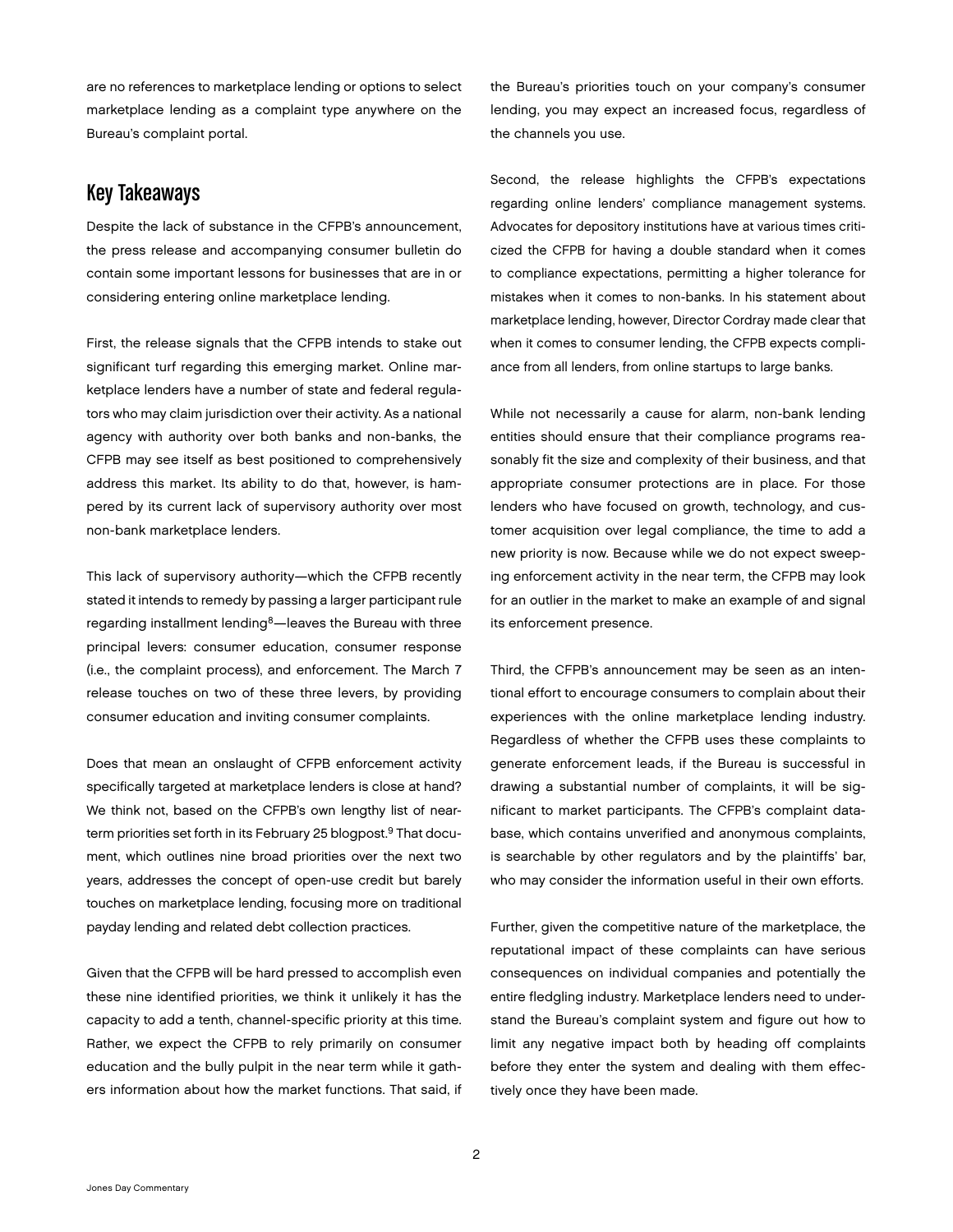are no references to marketplace lending or options to select marketplace lending as a complaint type anywhere on the Bureau's complaint portal.

## Key Takeaways

Despite the lack of substance in the CFPB's announcement, the press release and accompanying consumer bulletin do contain some important lessons for businesses that are in or considering entering online marketplace lending.

First, the release signals that the CFPB intends to stake out significant turf regarding this emerging market. Online marketplace lenders have a number of state and federal regulators who may claim jurisdiction over their activity. As a national agency with authority over both banks and non-banks, the CFPB may see itself as best positioned to comprehensively address this market. Its ability to do that, however, is hampered by its current lack of supervisory authority over most non-bank marketplace lenders.

This lack of supervisory authority—which the CFPB recently stated it intends to remedy by passing a larger participant rule regarding installment lending[8]—leaves the Bureau with three principal levers: consumer education, consumer response (i.e., the complaint process), and enforcement. The March 7 release touches on two of these three levers, by providing consumer education and inviting consumer complaints.

Does that mean an onslaught of CFPB enforcement activity specifically targeted at marketplace lenders is close at hand? We think not, based on the CFPB's own lengthy list of near-term priorities set forth in its February 25 blogpost.[9] That document, which outlines nine broad priorities over the next two years, addresses the concept of open-use credit but barely touches on marketplace lending, focusing more on traditional payday lending and related debt collection practices.

Given that the CFPB will be hard pressed to accomplish even these nine identified priorities, we think it unlikely it has the capacity to add a tenth, channel-specific priority at this time. Rather, we expect the CFPB to rely primarily on consumer education and the bully pulpit in the near term while it gathers information about how the market functions. That said, if the Bureau's priorities touch on your company's consumer lending, you may expect an increased focus, regardless of the channels you use.

Second, the release highlights the CFPB's expectations regarding online lenders' compliance management systems. Advocates for depository institutions have at various times criticized the CFPB for having a double standard when it comes to compliance expectations, permitting a higher tolerance for mistakes when it comes to non-banks. In his statement about marketplace lending, however, Director Cordray made clear that when it comes to consumer lending, the CFPB expects compliance from all lenders, from online startups to large banks.

While not necessarily a cause for alarm, non-bank lending entities should ensure that their compliance programs reasonably fit the size and complexity of their business, and that appropriate consumer protections are in place. For those lenders who have focused on growth, technology, and customer acquisition over legal compliance, the time to add a new priority is now. Because while we do not expect sweeping enforcement activity in the near term, the CFPB may look for an outlier in the market to make an example of and signal its enforcement presence.

Third, the CFPB's announcement may be seen as an intentional effort to encourage consumers to complain about their experiences with the online marketplace lending industry. Regardless of whether the CFPB uses these complaints to generate enforcement leads, if the Bureau is successful in drawing a substantial number of complaints, it will be significant to market participants. The CFPB's complaint database, which contains unverified and anonymous complaints, is searchable by other regulators and by the plaintiffs' bar, who may consider the information useful in their own efforts.

Further, given the competitive nature of the marketplace, the reputational impact of these complaints can have serious consequences on individual companies and potentially the entire fledgling industry. Marketplace lenders need to understand the Bureau's complaint system and figure out how to limit any negative impact both by heading off complaints before they enter the system and dealing with them effectively once they have been made.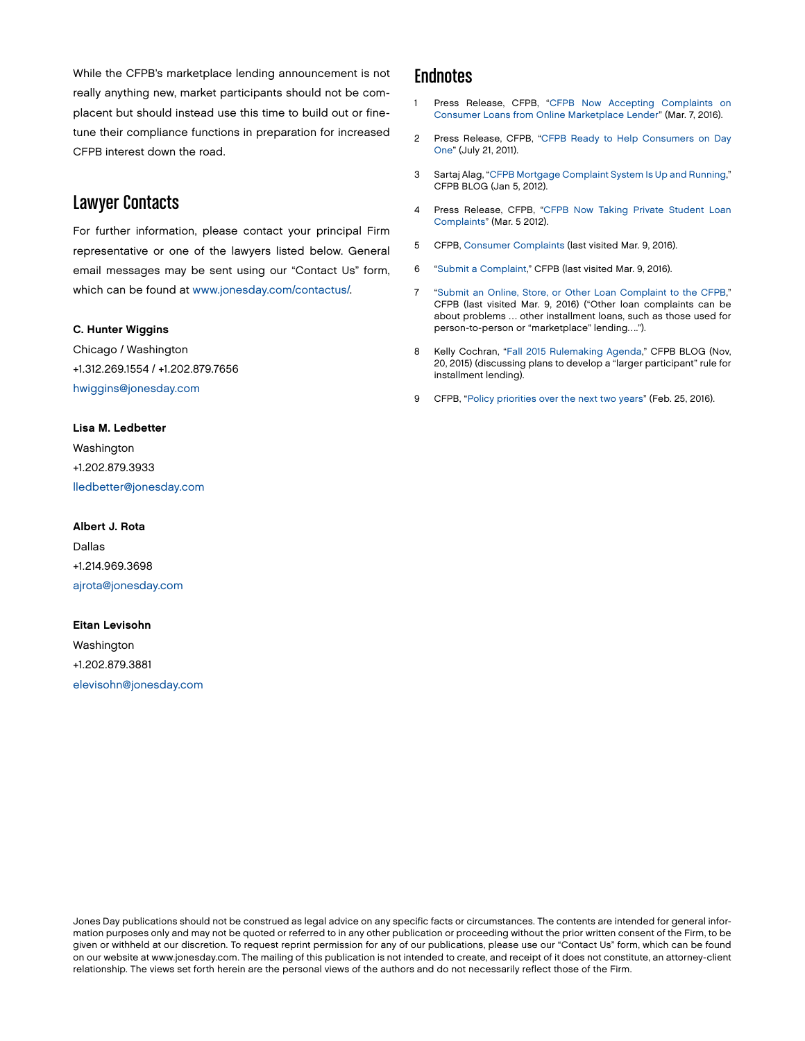While the CFPB's marketplace lending announcement is not really anything new, market participants should not be complacent but should instead use this time to build out or fine-tune their compliance functions in preparation for increased CFPB interest down the road.

## Lawyer Contacts

For further information, please contact your principal Firm representative or one of the lawyers listed below. General email messages may be sent using our "Contact Us" form, which can be found at www.jonesday.com/contactus/.

**C. Hunter Wiggins**
Chicago / Washington
+1.312.269.1554 / +1.202.879.7656
hwiggins@jonesday.com

**Lisa M. Ledbetter**
Washington
+1.202.879.3933
lledbetter@jonesday.com

**Albert J. Rota**
Dallas
+1.214.969.3698
ajrota@jonesday.com

**Eitan Levisohn**
Washington
+1.202.879.3881
elevisohn@jonesday.com

## Endnotes

1. Press Release, CFPB, "CFPB Now Accepting Complaints on Consumer Loans from Online Marketplace Lender" (Mar. 7, 2016).
2. Press Release, CFPB, "CFPB Ready to Help Consumers on Day One" (July 21, 2011).
3. Sartaj Alag, "CFPB Mortgage Complaint System Is Up and Running," CFPB BLOG (Jan 5, 2012).
4. Press Release, CFPB, "CFPB Now Taking Private Student Loan Complaints" (Mar. 5 2012).
5. CFPB, Consumer Complaints (last visited Mar. 9, 2016).
6. "Submit a Complaint," CFPB (last visited Mar. 9, 2016).
7. "Submit an Online, Store, or Other Loan Complaint to the CFPB," CFPB (last visited Mar. 9, 2016) ("Other loan complaints can be about problems … other installment loans, such as those used for person-to-person or "marketplace" lending….").
8. Kelly Cochran, "Fall 2015 Rulemaking Agenda," CFPB BLOG (Nov, 20, 2015) (discussing plans to develop a "larger participant" rule for installment lending).
9. CFPB, "Policy priorities over the next two years" (Feb. 25, 2016).

Jones Day publications should not be construed as legal advice on any specific facts or circumstances. The contents are intended for general information purposes only and may not be quoted or referred to in any other publication or proceeding without the prior written consent of the Firm, to be given or withheld at our discretion. To request reprint permission for any of our publications, please use our "Contact Us" form, which can be found on our website at www.jonesday.com. The mailing of this publication is not intended to create, and receipt of it does not constitute, an attorney-client relationship. The views set forth herein are the personal views of the authors and do not necessarily reflect those of the Firm.